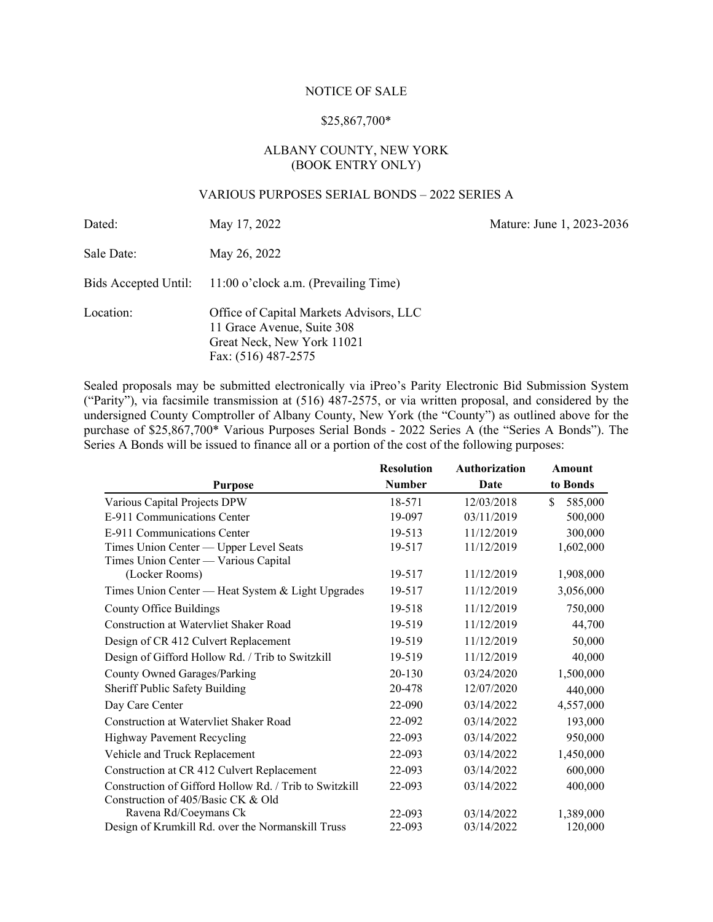# NOTICE OF SALE

## $25,867,700*

## ALBANY COUNTY, NEW YORK
## (BOOK ENTRY ONLY)

## VARIOUS PURPOSES SERIAL BONDS – 2022 SERIES A

| | | |
|---|---|---|
| Dated: | May 17, 2022 | Mature: June 1, 2023-2036 |
| Sale Date: | May 26, 2022 | |
| Bids Accepted Until: | 11:00 o'clock a.m. (Prevailing Time) | |
| Location: | Office of Capital Markets Advisors, LLC<br>11 Grace Avenue, Suite 308<br>Great Neck, New York 11021<br>Fax: (516) 487-2575 | |

Sealed proposals may be submitted electronically via iPreo's Parity Electronic Bid Submission System ("Parity"), via facsimile transmission at (516) 487-2575, or via written proposal, and considered by the undersigned County Comptroller of Albany County, New York (the "County") as outlined above for the purchase of $25,867,700* Various Purposes Serial Bonds - 2022 Series A (the "Series A Bonds"). The Series A Bonds will be issued to finance all or a portion of the cost of the following purposes:

| Purpose | Resolution Number | Authorization Date | Amount to Bonds |
|---|---|---|---|
| Various Capital Projects DPW | 18-571 | 12/03/2018 | $ 585,000 |
| E-911 Communications Center | 19-097 | 03/11/2019 | 500,000 |
| E-911 Communications Center | 19-513 | 11/12/2019 | 300,000 |
| Times Union Center — Upper Level Seats | 19-517 | 11/12/2019 | 1,602,000 |
| Times Union Center — Various Capital (Locker Rooms) | 19-517 | 11/12/2019 | 1,908,000 |
| Times Union Center — Heat System & Light Upgrades | 19-517 | 11/12/2019 | 3,056,000 |
| County Office Buildings | 19-518 | 11/12/2019 | 750,000 |
| Construction at Watervliet Shaker Road | 19-519 | 11/12/2019 | 44,700 |
| Design of CR 412 Culvert Replacement | 19-519 | 11/12/2019 | 50,000 |
| Design of Gifford Hollow Rd. / Trib to Switzkill | 19-519 | 11/12/2019 | 40,000 |
| County Owned Garages/Parking | 20-130 | 03/24/2020 | 1,500,000 |
| Sheriff Public Safety Building | 20-478 | 12/07/2020 | 440,000 |
| Day Care Center | 22-090 | 03/14/2022 | 4,557,000 |
| Construction at Watervliet Shaker Road | 22-092 | 03/14/2022 | 193,000 |
| Highway Pavement Recycling | 22-093 | 03/14/2022 | 950,000 |
| Vehicle and Truck Replacement | 22-093 | 03/14/2022 | 1,450,000 |
| Construction at CR 412 Culvert Replacement | 22-093 | 03/14/2022 | 600,000 |
| Construction of Gifford Hollow Rd. / Trib to Switzkill | 22-093 | 03/14/2022 | 400,000 |
| Construction of 405/Basic CK & Old Ravena Rd/Coeymans Ck | 22-093 | 03/14/2022 | 1,389,000 |
| Design of Krumkill Rd. over the Normanskill Truss | 22-093 | 03/14/2022 | 120,000 |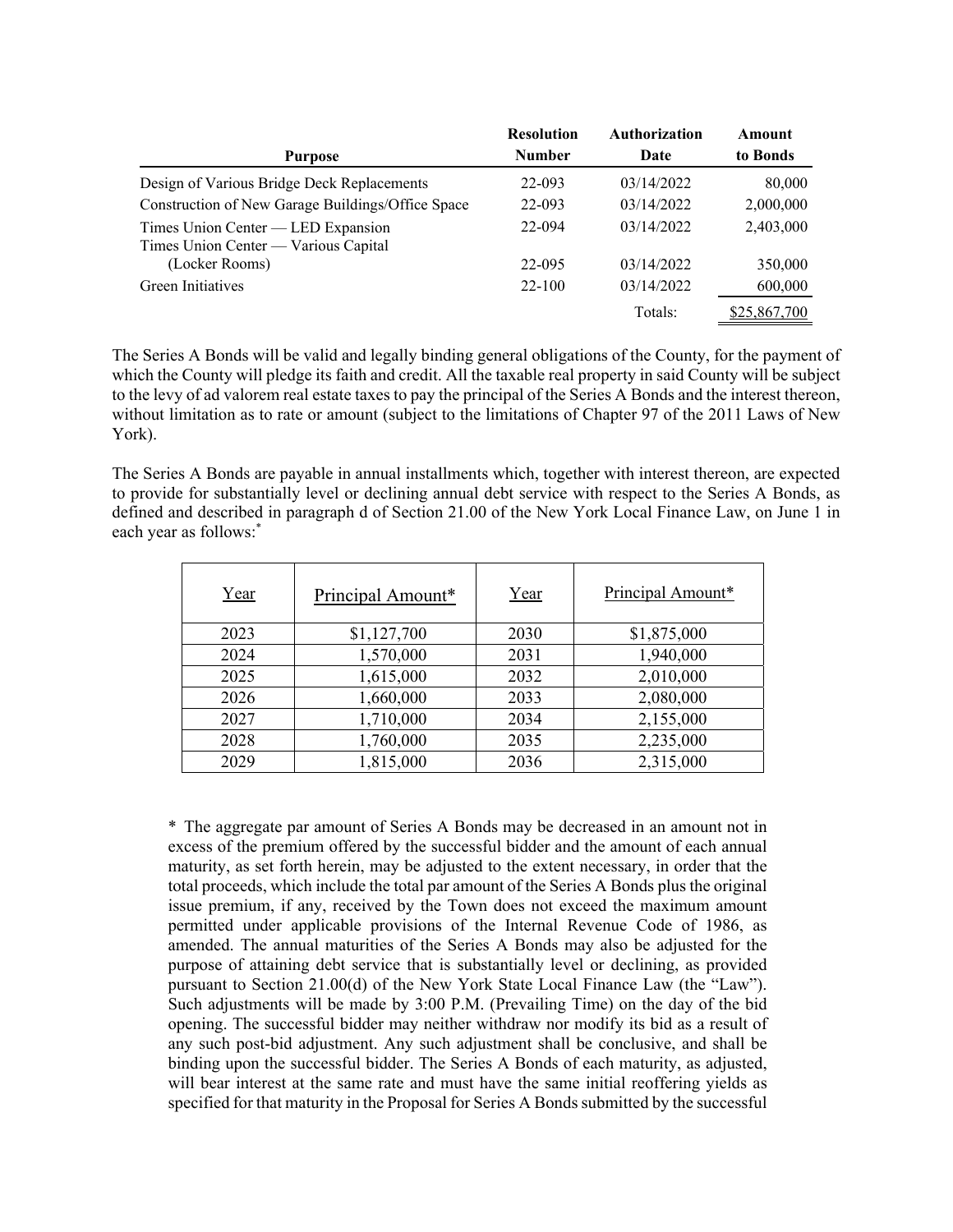| Purpose | Resolution Number | Authorization Date | Amount to Bonds |
|---|---|---|---|
| Design of Various Bridge Deck Replacements | 22-093 | 03/14/2022 | 80,000 |
| Construction of New Garage Buildings/Office Space | 22-093 | 03/14/2022 | 2,000,000 |
| Times Union Center — LED Expansion | 22-094 | 03/14/2022 | 2,403,000 |
| Times Union Center — Various Capital (Locker Rooms) | 22-095 | 03/14/2022 | 350,000 |
| Green Initiatives | 22-100 | 03/14/2022 | 600,000 |
| | | Totals: | $25,867,700 |

The Series A Bonds will be valid and legally binding general obligations of the County, for the payment of which the County will pledge its faith and credit. All the taxable real property in said County will be subject to the levy of ad valorem real estate taxes to pay the principal of the Series A Bonds and the interest thereon, without limitation as to rate or amount (subject to the limitations of Chapter 97 of the 2011 Laws of New York).

The Series A Bonds are payable in annual installments which, together with interest thereon, are expected to provide for substantially level or declining annual debt service with respect to the Series A Bonds, as defined and described in paragraph d of Section 21.00 of the New York Local Finance Law, on June 1 in each year as follows:*

| Year | Principal Amount* | Year | Principal Amount* |
|---|---|---|---|
| 2023 | $1,127,700 | 2030 | $1,875,000 |
| 2024 | 1,570,000 | 2031 | 1,940,000 |
| 2025 | 1,615,000 | 2032 | 2,010,000 |
| 2026 | 1,660,000 | 2033 | 2,080,000 |
| 2027 | 1,710,000 | 2034 | 2,155,000 |
| 2028 | 1,760,000 | 2035 | 2,235,000 |
| 2029 | 1,815,000 | 2036 | 2,315,000 |

\* The aggregate par amount of Series A Bonds may be decreased in an amount not in excess of the premium offered by the successful bidder and the amount of each annual maturity, as set forth herein, may be adjusted to the extent necessary, in order that the total proceeds, which include the total par amount of the Series A Bonds plus the original issue premium, if any, received by the Town does not exceed the maximum amount permitted under applicable provisions of the Internal Revenue Code of 1986, as amended. The annual maturities of the Series A Bonds may also be adjusted for the purpose of attaining debt service that is substantially level or declining, as provided pursuant to Section 21.00(d) of the New York State Local Finance Law (the "Law"). Such adjustments will be made by 3:00 P.M. (Prevailing Time) on the day of the bid opening. The successful bidder may neither withdraw nor modify its bid as a result of any such post-bid adjustment. Any such adjustment shall be conclusive, and shall be binding upon the successful bidder. The Series A Bonds of each maturity, as adjusted, will bear interest at the same rate and must have the same initial reoffering yields as specified for that maturity in the Proposal for Series A Bonds submitted by the successful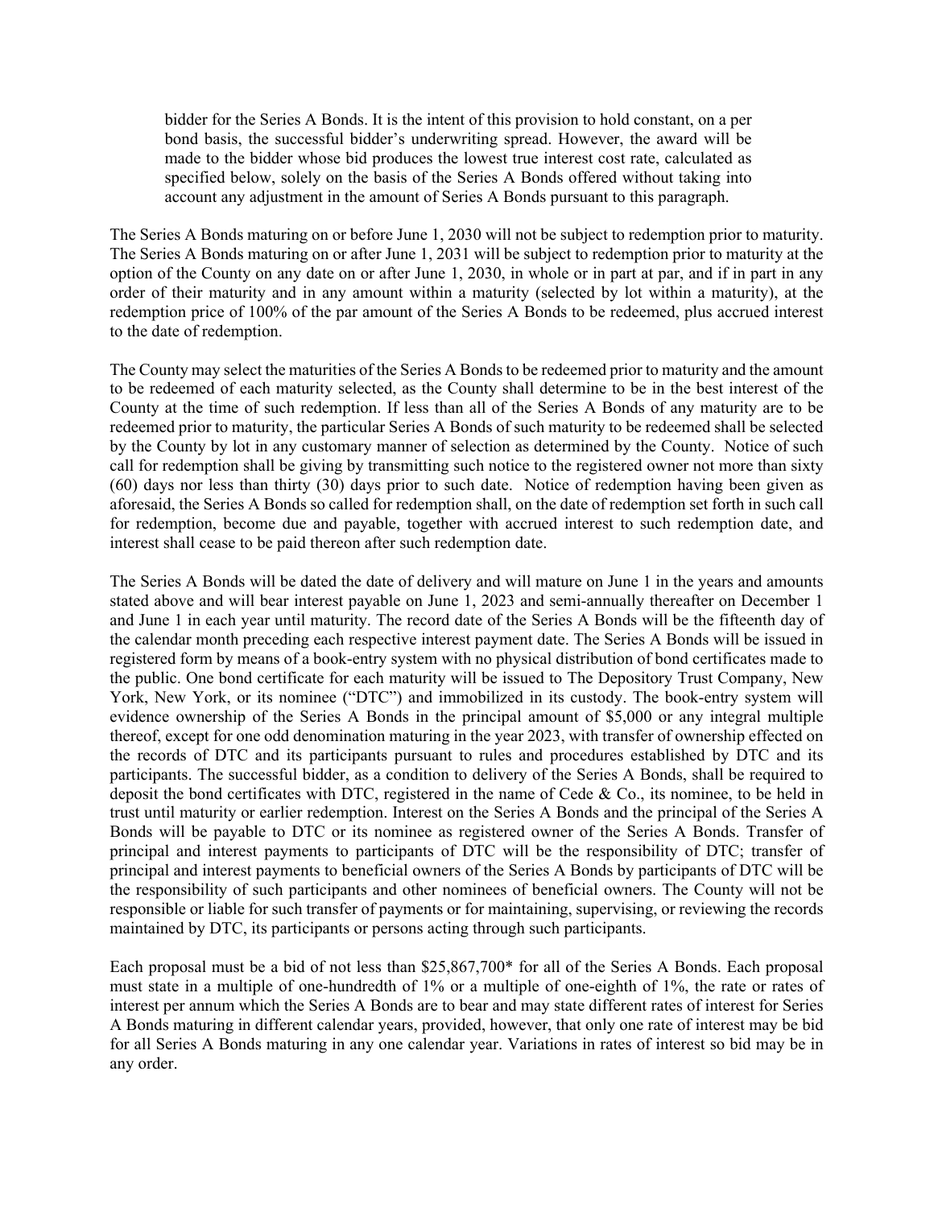bidder for the Series A Bonds. It is the intent of this provision to hold constant, on a per bond basis, the successful bidder's underwriting spread. However, the award will be made to the bidder whose bid produces the lowest true interest cost rate, calculated as specified below, solely on the basis of the Series A Bonds offered without taking into account any adjustment in the amount of Series A Bonds pursuant to this paragraph.

The Series A Bonds maturing on or before June 1, 2030 will not be subject to redemption prior to maturity. The Series A Bonds maturing on or after June 1, 2031 will be subject to redemption prior to maturity at the option of the County on any date on or after June 1, 2030, in whole or in part at par, and if in part in any order of their maturity and in any amount within a maturity (selected by lot within a maturity), at the redemption price of 100% of the par amount of the Series A Bonds to be redeemed, plus accrued interest to the date of redemption.

The County may select the maturities of the Series A Bonds to be redeemed prior to maturity and the amount to be redeemed of each maturity selected, as the County shall determine to be in the best interest of the County at the time of such redemption. If less than all of the Series A Bonds of any maturity are to be redeemed prior to maturity, the particular Series A Bonds of such maturity to be redeemed shall be selected by the County by lot in any customary manner of selection as determined by the County. Notice of such call for redemption shall be giving by transmitting such notice to the registered owner not more than sixty (60) days nor less than thirty (30) days prior to such date. Notice of redemption having been given as aforesaid, the Series A Bonds so called for redemption shall, on the date of redemption set forth in such call for redemption, become due and payable, together with accrued interest to such redemption date, and interest shall cease to be paid thereon after such redemption date.

The Series A Bonds will be dated the date of delivery and will mature on June 1 in the years and amounts stated above and will bear interest payable on June 1, 2023 and semi-annually thereafter on December 1 and June 1 in each year until maturity. The record date of the Series A Bonds will be the fifteenth day of the calendar month preceding each respective interest payment date. The Series A Bonds will be issued in registered form by means of a book-entry system with no physical distribution of bond certificates made to the public. One bond certificate for each maturity will be issued to The Depository Trust Company, New York, New York, or its nominee ("DTC") and immobilized in its custody. The book-entry system will evidence ownership of the Series A Bonds in the principal amount of $5,000 or any integral multiple thereof, except for one odd denomination maturing in the year 2023, with transfer of ownership effected on the records of DTC and its participants pursuant to rules and procedures established by DTC and its participants. The successful bidder, as a condition to delivery of the Series A Bonds, shall be required to deposit the bond certificates with DTC, registered in the name of Cede & Co., its nominee, to be held in trust until maturity or earlier redemption. Interest on the Series A Bonds and the principal of the Series A Bonds will be payable to DTC or its nominee as registered owner of the Series A Bonds. Transfer of principal and interest payments to participants of DTC will be the responsibility of DTC; transfer of principal and interest payments to beneficial owners of the Series A Bonds by participants of DTC will be the responsibility of such participants and other nominees of beneficial owners. The County will not be responsible or liable for such transfer of payments or for maintaining, supervising, or reviewing the records maintained by DTC, its participants or persons acting through such participants.

Each proposal must be a bid of not less than $25,867,700* for all of the Series A Bonds. Each proposal must state in a multiple of one-hundredth of 1% or a multiple of one-eighth of 1%, the rate or rates of interest per annum which the Series A Bonds are to bear and may state different rates of interest for Series A Bonds maturing in different calendar years, provided, however, that only one rate of interest may be bid for all Series A Bonds maturing in any one calendar year. Variations in rates of interest so bid may be in any order.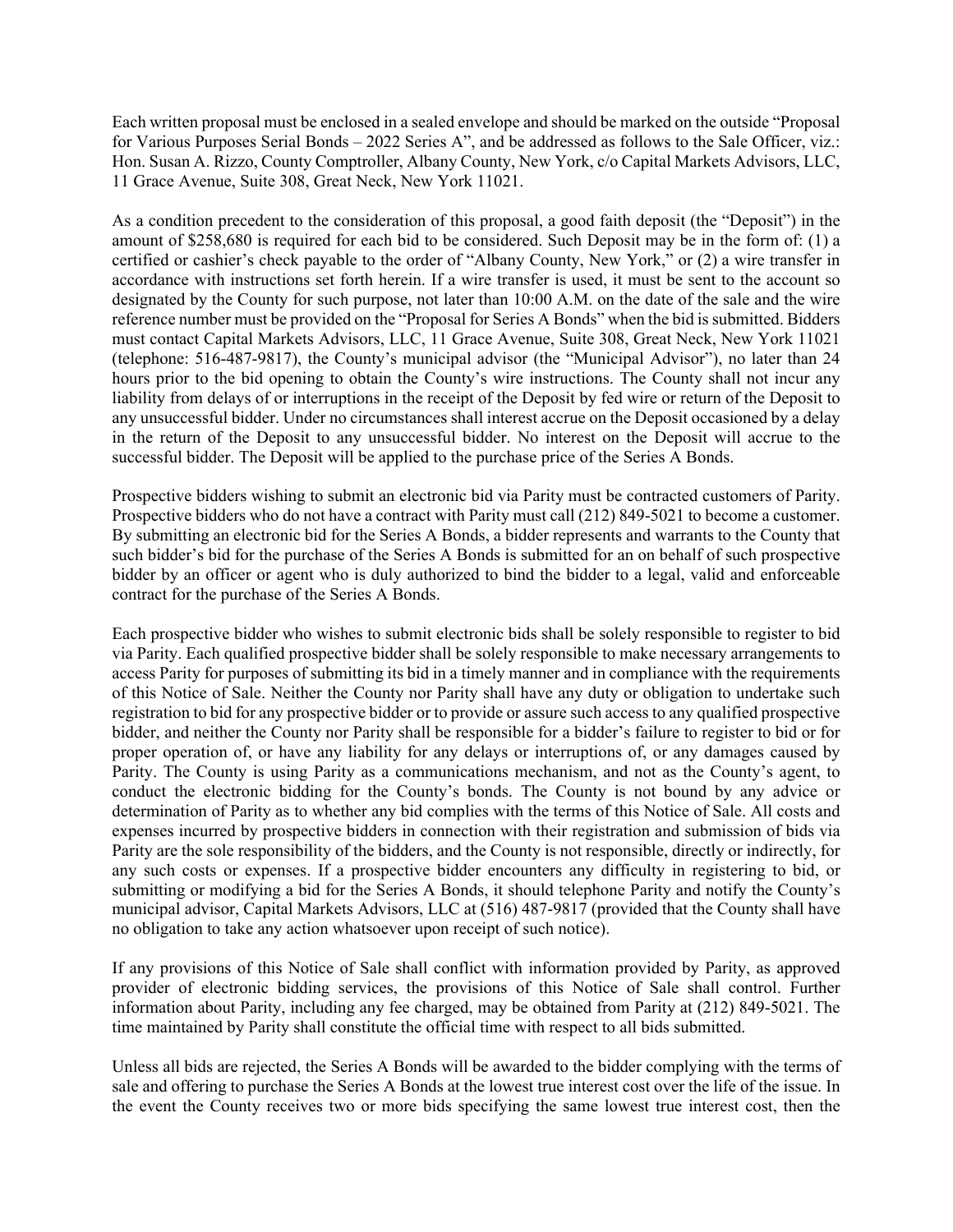Each written proposal must be enclosed in a sealed envelope and should be marked on the outside "Proposal for Various Purposes Serial Bonds – 2022 Series A", and be addressed as follows to the Sale Officer, viz.: Hon. Susan A. Rizzo, County Comptroller, Albany County, New York, c/o Capital Markets Advisors, LLC, 11 Grace Avenue, Suite 308, Great Neck, New York 11021.

As a condition precedent to the consideration of this proposal, a good faith deposit (the "Deposit") in the amount of $258,680 is required for each bid to be considered. Such Deposit may be in the form of: (1) a certified or cashier's check payable to the order of "Albany County, New York," or (2) a wire transfer in accordance with instructions set forth herein. If a wire transfer is used, it must be sent to the account so designated by the County for such purpose, not later than 10:00 A.M. on the date of the sale and the wire reference number must be provided on the "Proposal for Series A Bonds" when the bid is submitted. Bidders must contact Capital Markets Advisors, LLC, 11 Grace Avenue, Suite 308, Great Neck, New York 11021 (telephone: 516-487-9817), the County's municipal advisor (the "Municipal Advisor"), no later than 24 hours prior to the bid opening to obtain the County's wire instructions. The County shall not incur any liability from delays of or interruptions in the receipt of the Deposit by fed wire or return of the Deposit to any unsuccessful bidder. Under no circumstances shall interest accrue on the Deposit occasioned by a delay in the return of the Deposit to any unsuccessful bidder. No interest on the Deposit will accrue to the successful bidder. The Deposit will be applied to the purchase price of the Series A Bonds.

Prospective bidders wishing to submit an electronic bid via Parity must be contracted customers of Parity. Prospective bidders who do not have a contract with Parity must call (212) 849-5021 to become a customer. By submitting an electronic bid for the Series A Bonds, a bidder represents and warrants to the County that such bidder's bid for the purchase of the Series A Bonds is submitted for an on behalf of such prospective bidder by an officer or agent who is duly authorized to bind the bidder to a legal, valid and enforceable contract for the purchase of the Series A Bonds.

Each prospective bidder who wishes to submit electronic bids shall be solely responsible to register to bid via Parity. Each qualified prospective bidder shall be solely responsible to make necessary arrangements to access Parity for purposes of submitting its bid in a timely manner and in compliance with the requirements of this Notice of Sale. Neither the County nor Parity shall have any duty or obligation to undertake such registration to bid for any prospective bidder or to provide or assure such access to any qualified prospective bidder, and neither the County nor Parity shall be responsible for a bidder's failure to register to bid or for proper operation of, or have any liability for any delays or interruptions of, or any damages caused by Parity. The County is using Parity as a communications mechanism, and not as the County's agent, to conduct the electronic bidding for the County's bonds. The County is not bound by any advice or determination of Parity as to whether any bid complies with the terms of this Notice of Sale. All costs and expenses incurred by prospective bidders in connection with their registration and submission of bids via Parity are the sole responsibility of the bidders, and the County is not responsible, directly or indirectly, for any such costs or expenses. If a prospective bidder encounters any difficulty in registering to bid, or submitting or modifying a bid for the Series A Bonds, it should telephone Parity and notify the County's municipal advisor, Capital Markets Advisors, LLC at (516) 487-9817 (provided that the County shall have no obligation to take any action whatsoever upon receipt of such notice).

If any provisions of this Notice of Sale shall conflict with information provided by Parity, as approved provider of electronic bidding services, the provisions of this Notice of Sale shall control. Further information about Parity, including any fee charged, may be obtained from Parity at (212) 849-5021. The time maintained by Parity shall constitute the official time with respect to all bids submitted.

Unless all bids are rejected, the Series A Bonds will be awarded to the bidder complying with the terms of sale and offering to purchase the Series A Bonds at the lowest true interest cost over the life of the issue. In the event the County receives two or more bids specifying the same lowest true interest cost, then the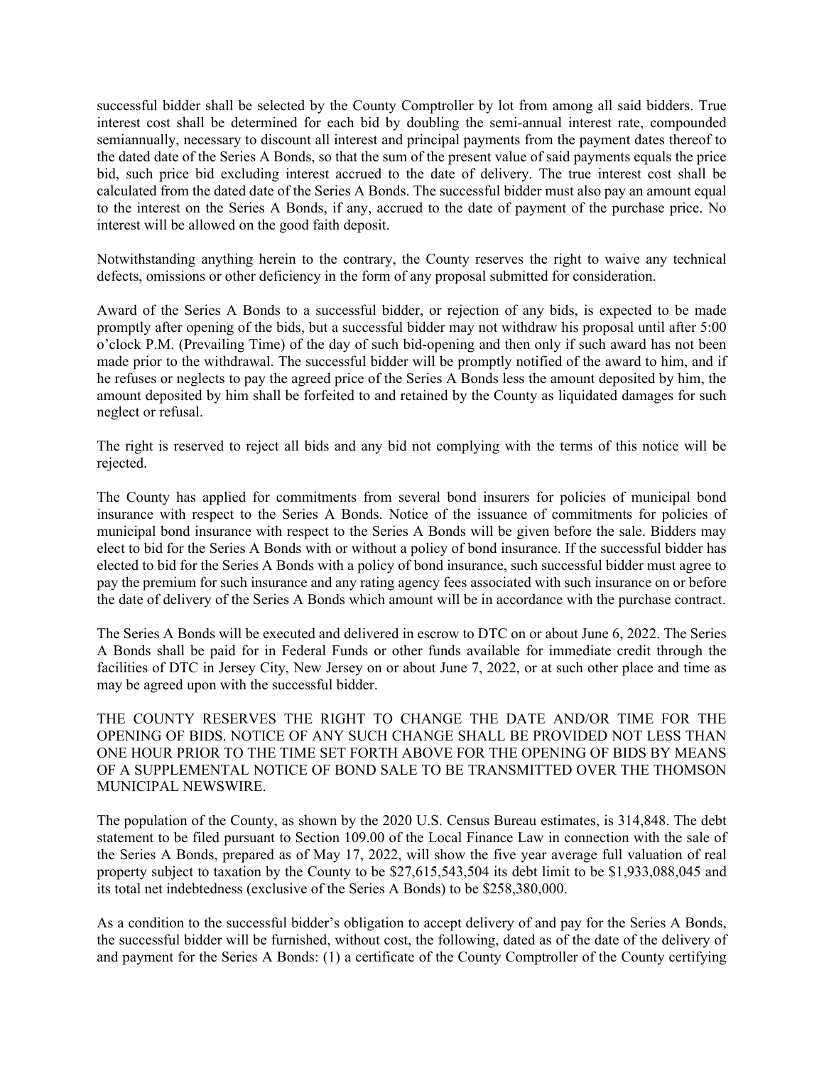successful bidder shall be selected by the County Comptroller by lot from among all said bidders. True interest cost shall be determined for each bid by doubling the semi-annual interest rate, compounded semiannually, necessary to discount all interest and principal payments from the payment dates thereof to the dated date of the Series A Bonds, so that the sum of the present value of said payments equals the price bid, such price bid excluding interest accrued to the date of delivery. The true interest cost shall be calculated from the dated date of the Series A Bonds. The successful bidder must also pay an amount equal to the interest on the Series A Bonds, if any, accrued to the date of payment of the purchase price. No interest will be allowed on the good faith deposit.

Notwithstanding anything herein to the contrary, the County reserves the right to waive any technical defects, omissions or other deficiency in the form of any proposal submitted for consideration.

Award of the Series A Bonds to a successful bidder, or rejection of any bids, is expected to be made promptly after opening of the bids, but a successful bidder may not withdraw his proposal until after 5:00 o'clock P.M. (Prevailing Time) of the day of such bid-opening and then only if such award has not been made prior to the withdrawal. The successful bidder will be promptly notified of the award to him, and if he refuses or neglects to pay the agreed price of the Series A Bonds less the amount deposited by him, the amount deposited by him shall be forfeited to and retained by the County as liquidated damages for such neglect or refusal.

The right is reserved to reject all bids and any bid not complying with the terms of this notice will be rejected.

The County has applied for commitments from several bond insurers for policies of municipal bond insurance with respect to the Series A Bonds. Notice of the issuance of commitments for policies of municipal bond insurance with respect to the Series A Bonds will be given before the sale. Bidders may elect to bid for the Series A Bonds with or without a policy of bond insurance. If the successful bidder has elected to bid for the Series A Bonds with a policy of bond insurance, such successful bidder must agree to pay the premium for such insurance and any rating agency fees associated with such insurance on or before the date of delivery of the Series A Bonds which amount will be in accordance with the purchase contract.

The Series A Bonds will be executed and delivered in escrow to DTC on or about June 6, 2022. The Series A Bonds shall be paid for in Federal Funds or other funds available for immediate credit through the facilities of DTC in Jersey City, New Jersey on or about June 7, 2022, or at such other place and time as may be agreed upon with the successful bidder.

THE COUNTY RESERVES THE RIGHT TO CHANGE THE DATE AND/OR TIME FOR THE OPENING OF BIDS. NOTICE OF ANY SUCH CHANGE SHALL BE PROVIDED NOT LESS THAN ONE HOUR PRIOR TO THE TIME SET FORTH ABOVE FOR THE OPENING OF BIDS BY MEANS OF A SUPPLEMENTAL NOTICE OF BOND SALE TO BE TRANSMITTED OVER THE THOMSON MUNICIPAL NEWSWIRE.

The population of the County, as shown by the 2020 U.S. Census Bureau estimates, is 314,848. The debt statement to be filed pursuant to Section 109.00 of the Local Finance Law in connection with the sale of the Series A Bonds, prepared as of May 17, 2022, will show the five year average full valuation of real property subject to taxation by the County to be $27,615,543,504 its debt limit to be $1,933,088,045 and its total net indebtedness (exclusive of the Series A Bonds) to be $258,380,000.

As a condition to the successful bidder's obligation to accept delivery of and pay for the Series A Bonds, the successful bidder will be furnished, without cost, the following, dated as of the date of the delivery of and payment for the Series A Bonds: (1) a certificate of the County Comptroller of the County certifying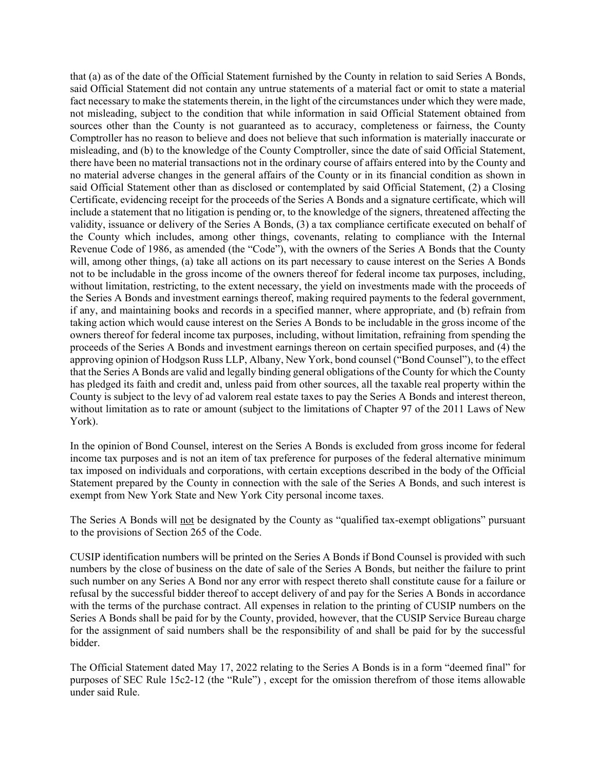that (a) as of the date of the Official Statement furnished by the County in relation to said Series A Bonds, said Official Statement did not contain any untrue statements of a material fact or omit to state a material fact necessary to make the statements therein, in the light of the circumstances under which they were made, not misleading, subject to the condition that while information in said Official Statement obtained from sources other than the County is not guaranteed as to accuracy, completeness or fairness, the County Comptroller has no reason to believe and does not believe that such information is materially inaccurate or misleading, and (b) to the knowledge of the County Comptroller, since the date of said Official Statement, there have been no material transactions not in the ordinary course of affairs entered into by the County and no material adverse changes in the general affairs of the County or in its financial condition as shown in said Official Statement other than as disclosed or contemplated by said Official Statement, (2) a Closing Certificate, evidencing receipt for the proceeds of the Series A Bonds and a signature certificate, which will include a statement that no litigation is pending or, to the knowledge of the signers, threatened affecting the validity, issuance or delivery of the Series A Bonds, (3) a tax compliance certificate executed on behalf of the County which includes, among other things, covenants, relating to compliance with the Internal Revenue Code of 1986, as amended (the "Code"), with the owners of the Series A Bonds that the County will, among other things, (a) take all actions on its part necessary to cause interest on the Series A Bonds not to be includable in the gross income of the owners thereof for federal income tax purposes, including, without limitation, restricting, to the extent necessary, the yield on investments made with the proceeds of the Series A Bonds and investment earnings thereof, making required payments to the federal government, if any, and maintaining books and records in a specified manner, where appropriate, and (b) refrain from taking action which would cause interest on the Series A Bonds to be includable in the gross income of the owners thereof for federal income tax purposes, including, without limitation, refraining from spending the proceeds of the Series A Bonds and investment earnings thereon on certain specified purposes, and (4) the approving opinion of Hodgson Russ LLP, Albany, New York, bond counsel ("Bond Counsel"), to the effect that the Series A Bonds are valid and legally binding general obligations of the County for which the County has pledged its faith and credit and, unless paid from other sources, all the taxable real property within the County is subject to the levy of ad valorem real estate taxes to pay the Series A Bonds and interest thereon, without limitation as to rate or amount (subject to the limitations of Chapter 97 of the 2011 Laws of New York).

In the opinion of Bond Counsel, interest on the Series A Bonds is excluded from gross income for federal income tax purposes and is not an item of tax preference for purposes of the federal alternative minimum tax imposed on individuals and corporations, with certain exceptions described in the body of the Official Statement prepared by the County in connection with the sale of the Series A Bonds, and such interest is exempt from New York State and New York City personal income taxes.

The Series A Bonds will <u>not</u> be designated by the County as "qualified tax-exempt obligations" pursuant to the provisions of Section 265 of the Code.

CUSIP identification numbers will be printed on the Series A Bonds if Bond Counsel is provided with such numbers by the close of business on the date of sale of the Series A Bonds, but neither the failure to print such number on any Series A Bond nor any error with respect thereto shall constitute cause for a failure or refusal by the successful bidder thereof to accept delivery of and pay for the Series A Bonds in accordance with the terms of the purchase contract. All expenses in relation to the printing of CUSIP numbers on the Series A Bonds shall be paid for by the County, provided, however, that the CUSIP Service Bureau charge for the assignment of said numbers shall be the responsibility of and shall be paid for by the successful bidder.

The Official Statement dated May 17, 2022 relating to the Series A Bonds is in a form "deemed final" for purposes of SEC Rule 15c2-12 (the "Rule") , except for the omission therefrom of those items allowable under said Rule.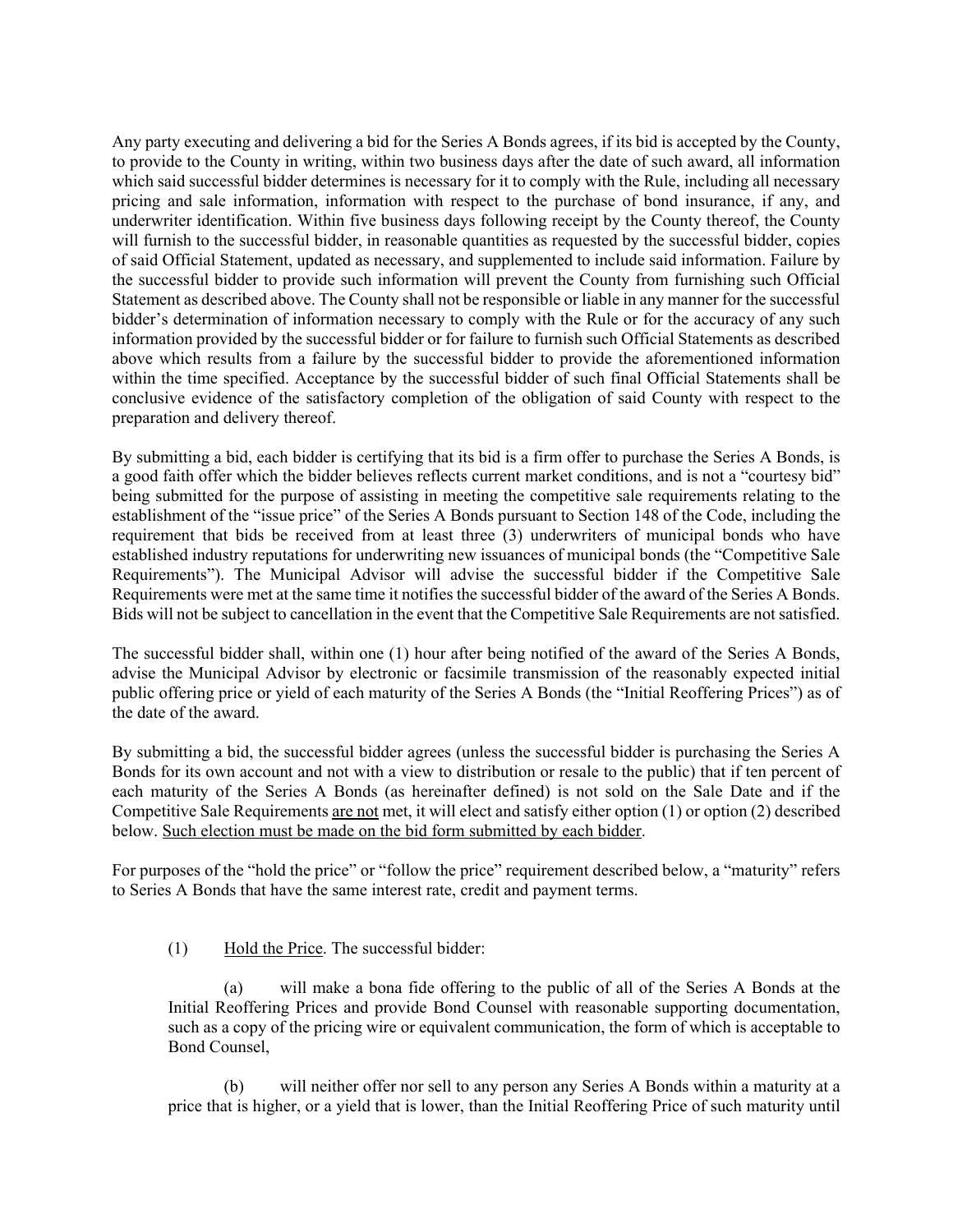Any party executing and delivering a bid for the Series A Bonds agrees, if its bid is accepted by the County, to provide to the County in writing, within two business days after the date of such award, all information which said successful bidder determines is necessary for it to comply with the Rule, including all necessary pricing and sale information, information with respect to the purchase of bond insurance, if any, and underwriter identification. Within five business days following receipt by the County thereof, the County will furnish to the successful bidder, in reasonable quantities as requested by the successful bidder, copies of said Official Statement, updated as necessary, and supplemented to include said information. Failure by the successful bidder to provide such information will prevent the County from furnishing such Official Statement as described above. The County shall not be responsible or liable in any manner for the successful bidder's determination of information necessary to comply with the Rule or for the accuracy of any such information provided by the successful bidder or for failure to furnish such Official Statements as described above which results from a failure by the successful bidder to provide the aforementioned information within the time specified. Acceptance by the successful bidder of such final Official Statements shall be conclusive evidence of the satisfactory completion of the obligation of said County with respect to the preparation and delivery thereof.

By submitting a bid, each bidder is certifying that its bid is a firm offer to purchase the Series A Bonds, is a good faith offer which the bidder believes reflects current market conditions, and is not a "courtesy bid" being submitted for the purpose of assisting in meeting the competitive sale requirements relating to the establishment of the "issue price" of the Series A Bonds pursuant to Section 148 of the Code, including the requirement that bids be received from at least three (3) underwriters of municipal bonds who have established industry reputations for underwriting new issuances of municipal bonds (the "Competitive Sale Requirements"). The Municipal Advisor will advise the successful bidder if the Competitive Sale Requirements were met at the same time it notifies the successful bidder of the award of the Series A Bonds. Bids will not be subject to cancellation in the event that the Competitive Sale Requirements are not satisfied.

The successful bidder shall, within one (1) hour after being notified of the award of the Series A Bonds, advise the Municipal Advisor by electronic or facsimile transmission of the reasonably expected initial public offering price or yield of each maturity of the Series A Bonds (the "Initial Reoffering Prices") as of the date of the award.

By submitting a bid, the successful bidder agrees (unless the successful bidder is purchasing the Series A Bonds for its own account and not with a view to distribution or resale to the public) that if ten percent of each maturity of the Series A Bonds (as hereinafter defined) is not sold on the Sale Date and if the Competitive Sale Requirements are not met, it will elect and satisfy either option (1) or option (2) described below. Such election must be made on the bid form submitted by each bidder.

For purposes of the "hold the price" or "follow the price" requirement described below, a "maturity" refers to Series A Bonds that have the same interest rate, credit and payment terms.

(1) Hold the Price. The successful bidder:

(a) will make a bona fide offering to the public of all of the Series A Bonds at the Initial Reoffering Prices and provide Bond Counsel with reasonable supporting documentation, such as a copy of the pricing wire or equivalent communication, the form of which is acceptable to Bond Counsel,

(b) will neither offer nor sell to any person any Series A Bonds within a maturity at a price that is higher, or a yield that is lower, than the Initial Reoffering Price of such maturity until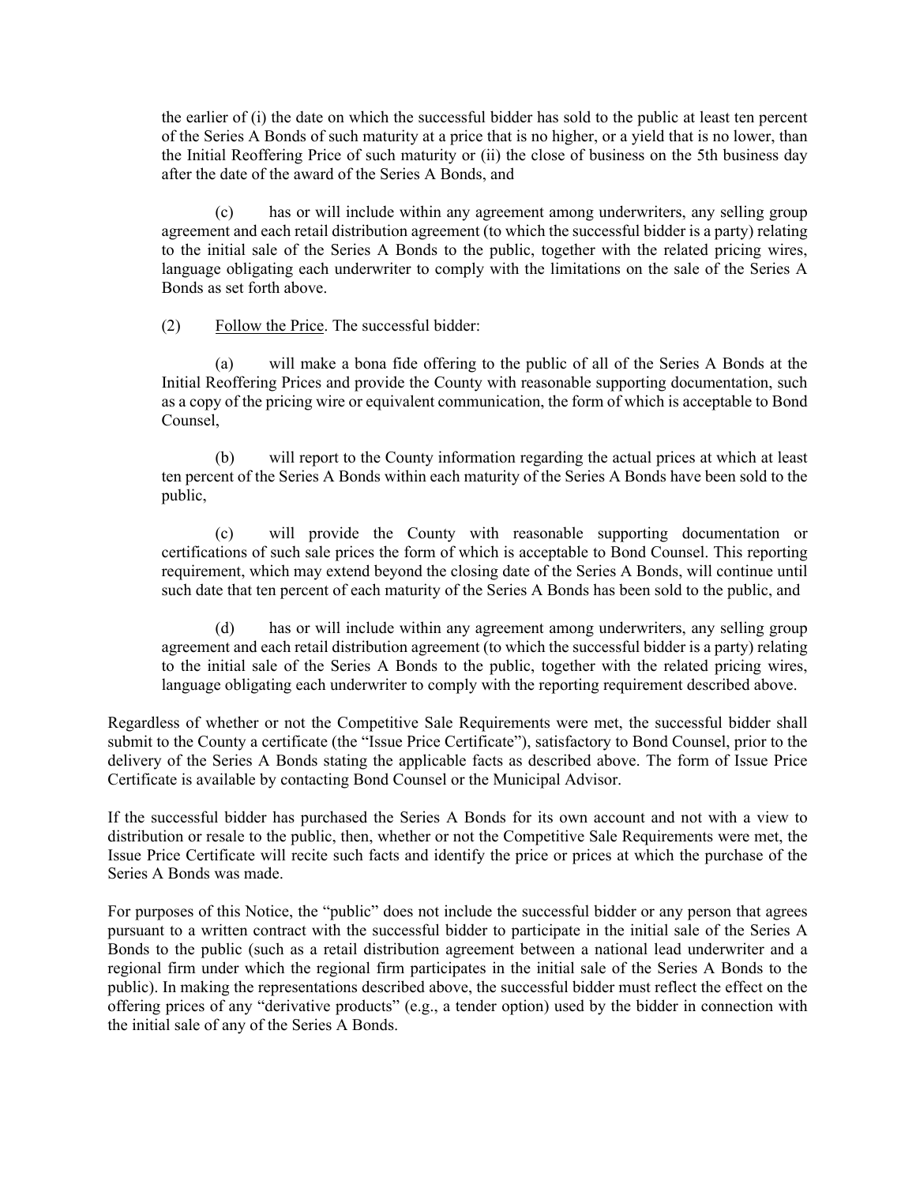the earlier of (i) the date on which the successful bidder has sold to the public at least ten percent of the Series A Bonds of such maturity at a price that is no higher, or a yield that is no lower, than the Initial Reoffering Price of such maturity or (ii) the close of business on the 5th business day after the date of the award of the Series A Bonds, and

(c) has or will include within any agreement among underwriters, any selling group agreement and each retail distribution agreement (to which the successful bidder is a party) relating to the initial sale of the Series A Bonds to the public, together with the related pricing wires, language obligating each underwriter to comply with the limitations on the sale of the Series A Bonds as set forth above.

(2) Follow the Price. The successful bidder:

(a) will make a bona fide offering to the public of all of the Series A Bonds at the Initial Reoffering Prices and provide the County with reasonable supporting documentation, such as a copy of the pricing wire or equivalent communication, the form of which is acceptable to Bond Counsel,

(b) will report to the County information regarding the actual prices at which at least ten percent of the Series A Bonds within each maturity of the Series A Bonds have been sold to the public,

(c) will provide the County with reasonable supporting documentation or certifications of such sale prices the form of which is acceptable to Bond Counsel. This reporting requirement, which may extend beyond the closing date of the Series A Bonds, will continue until such date that ten percent of each maturity of the Series A Bonds has been sold to the public, and

(d) has or will include within any agreement among underwriters, any selling group agreement and each retail distribution agreement (to which the successful bidder is a party) relating to the initial sale of the Series A Bonds to the public, together with the related pricing wires, language obligating each underwriter to comply with the reporting requirement described above.

Regardless of whether or not the Competitive Sale Requirements were met, the successful bidder shall submit to the County a certificate (the "Issue Price Certificate"), satisfactory to Bond Counsel, prior to the delivery of the Series A Bonds stating the applicable facts as described above. The form of Issue Price Certificate is available by contacting Bond Counsel or the Municipal Advisor.

If the successful bidder has purchased the Series A Bonds for its own account and not with a view to distribution or resale to the public, then, whether or not the Competitive Sale Requirements were met, the Issue Price Certificate will recite such facts and identify the price or prices at which the purchase of the Series A Bonds was made.

For purposes of this Notice, the "public" does not include the successful bidder or any person that agrees pursuant to a written contract with the successful bidder to participate in the initial sale of the Series A Bonds to the public (such as a retail distribution agreement between a national lead underwriter and a regional firm under which the regional firm participates in the initial sale of the Series A Bonds to the public). In making the representations described above, the successful bidder must reflect the effect on the offering prices of any "derivative products" (e.g., a tender option) used by the bidder in connection with the initial sale of any of the Series A Bonds.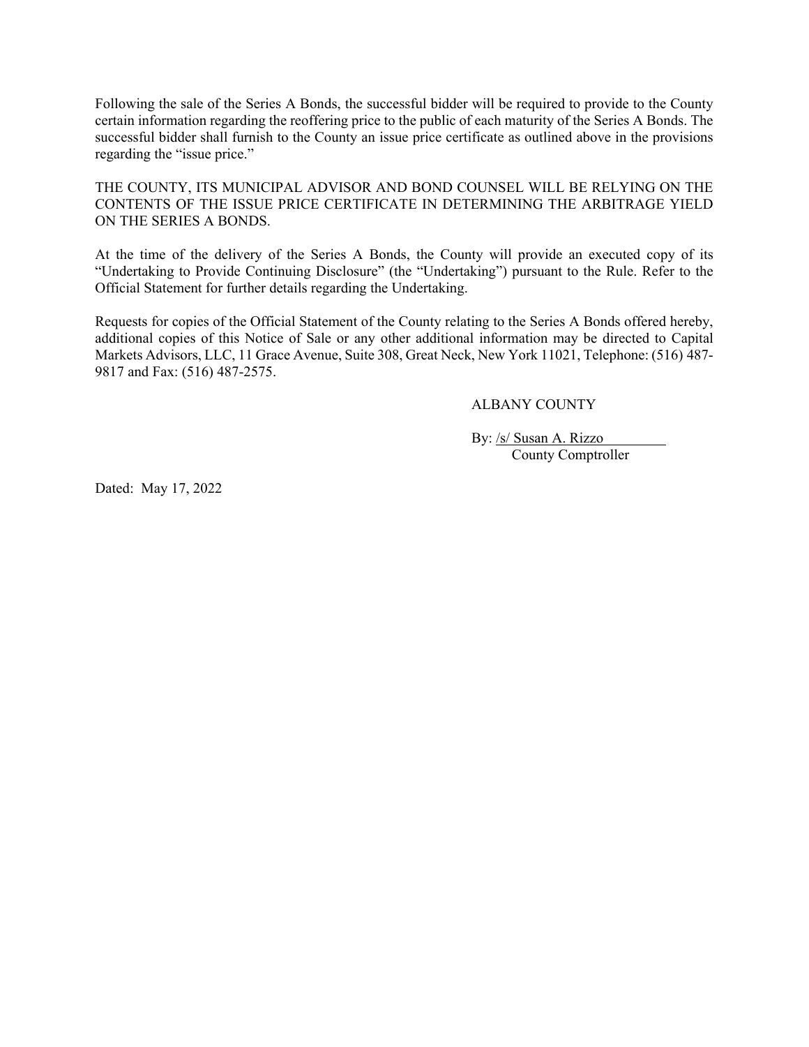Following the sale of the Series A Bonds, the successful bidder will be required to provide to the County certain information regarding the reoffering price to the public of each maturity of the Series A Bonds. The successful bidder shall furnish to the County an issue price certificate as outlined above in the provisions regarding the "issue price."

THE COUNTY, ITS MUNICIPAL ADVISOR AND BOND COUNSEL WILL BE RELYING ON THE CONTENTS OF THE ISSUE PRICE CERTIFICATE IN DETERMINING THE ARBITRAGE YIELD ON THE SERIES A BONDS.

At the time of the delivery of the Series A Bonds, the County will provide an executed copy of its "Undertaking to Provide Continuing Disclosure" (the "Undertaking") pursuant to the Rule. Refer to the Official Statement for further details regarding the Undertaking.

Requests for copies of the Official Statement of the County relating to the Series A Bonds offered hereby, additional copies of this Notice of Sale or any other additional information may be directed to Capital Markets Advisors, LLC, 11 Grace Avenue, Suite 308, Great Neck, New York 11021, Telephone: (516) 487-9817 and Fax: (516) 487-2575.

ALBANY COUNTY

By: /s/ Susan A. Rizzo
County Comptroller

Dated: May 17, 2022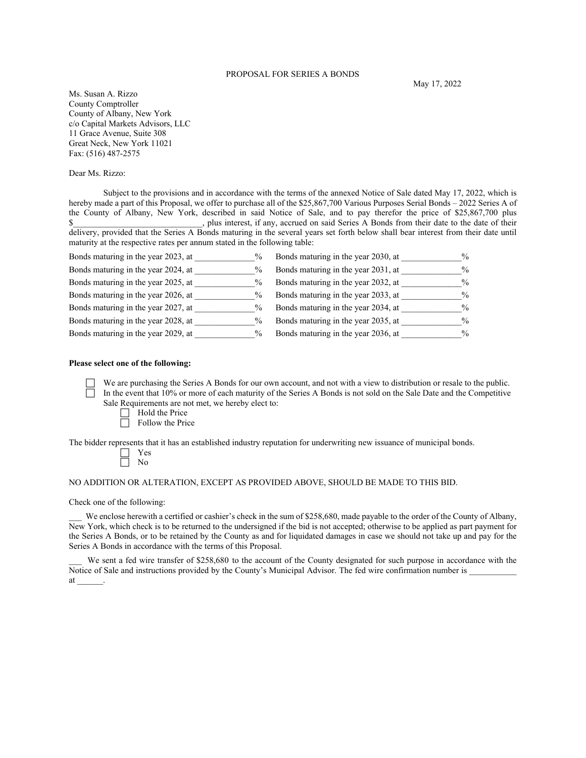PROPOSAL FOR SERIES A BONDS

May 17, 2022

Ms. Susan A. Rizzo
County Comptroller
County of Albany, New York
c/o Capital Markets Advisors, LLC
11 Grace Avenue, Suite 308
Great Neck, New York 11021
Fax: (516) 487-2575

Dear Ms. Rizzo:

Subject to the provisions and in accordance with the terms of the annexed Notice of Sale dated May 17, 2022, which is hereby made a part of this Proposal, we offer to purchase all of the $25,867,700 Various Purposes Serial Bonds – 2022 Series A of the County of Albany, New York, described in said Notice of Sale, and to pay therefor the price of $25,867,700 plus $_____________________________, plus interest, if any, accrued on said Series A Bonds from their date to the date of their delivery, provided that the Series A Bonds maturing in the several years set forth below shall bear interest from their date until maturity at the respective rates per annum stated in the following table:

| | |
|---|---|
| Bonds maturing in the year 2023, at _____________% | Bonds maturing in the year 2030, at _____________% |
| Bonds maturing in the year 2024, at _____________% | Bonds maturing in the year 2031, at _____________% |
| Bonds maturing in the year 2025, at _____________% | Bonds maturing in the year 2032, at _____________% |
| Bonds maturing in the year 2026, at _____________% | Bonds maturing in the year 2033, at _____________% |
| Bonds maturing in the year 2027, at _____________% | Bonds maturing in the year 2034, at _____________% |
| Bonds maturing in the year 2028, at _____________% | Bonds maturing in the year 2035, at _____________% |
| Bonds maturing in the year 2029, at _____________% | Bonds maturing in the year 2036, at _____________% |

**Please select one of the following:**

- ☐ We are purchasing the Series A Bonds for our own account, and not with a view to distribution or resale to the public.
- ☐ In the event that 10% or more of each maturity of the Series A Bonds is not sold on the Sale Date and the Competitive Sale Requirements are not met, we hereby elect to:
  - ☐ Hold the Price
  - ☐ Follow the Price

The bidder represents that it has an established industry reputation for underwriting new issuance of municipal bonds.

- ☐ Yes
- ☐ No

NO ADDITION OR ALTERATION, EXCEPT AS PROVIDED ABOVE, SHOULD BE MADE TO THIS BID.

Check one of the following:

___ We enclose herewith a certified or cashier's check in the sum of $258,680, made payable to the order of the County of Albany, New York, which check is to be returned to the undersigned if the bid is not accepted; otherwise to be applied as part payment for the Series A Bonds, or to be retained by the County as and for liquidated damages in case we should not take up and pay for the Series A Bonds in accordance with the terms of this Proposal.

___ We sent a fed wire transfer of $258,680 to the account of the County designated for such purpose in accordance with the Notice of Sale and instructions provided by the County's Municipal Advisor. The fed wire confirmation number is ___________ at ______.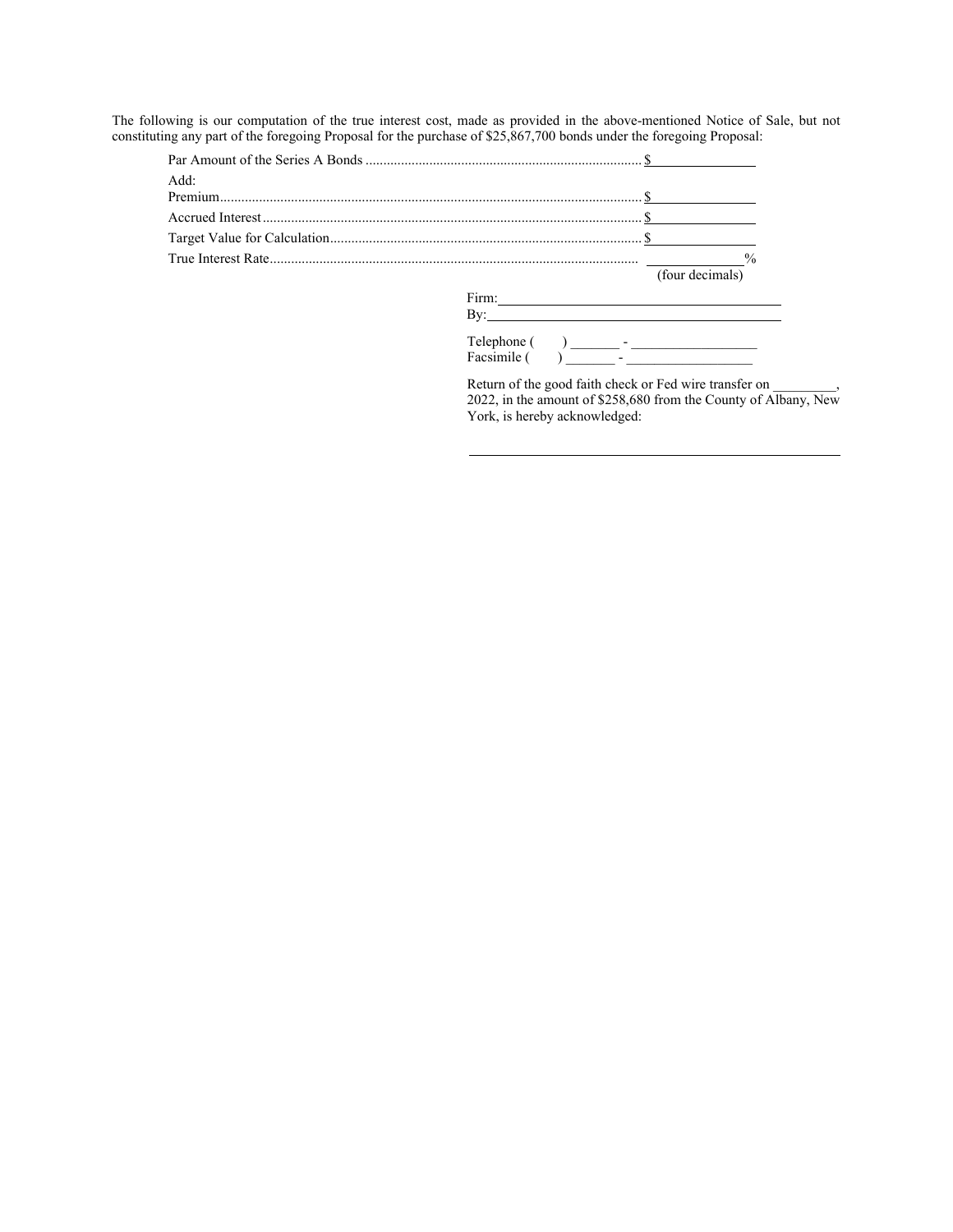The following is our computation of the true interest cost, made as provided in the above-mentioned Notice of Sale, but not constituting any part of the foregoing Proposal for the purchase of $25,867,700 bonds under the foregoing Proposal:

Par Amount of the Series A Bonds ............................................................................. $_______________

Add:

Premium...................................................................................................................... $_______________

Accrued Interest.......................................................................................................... $_______________

Target Value for Calculation....................................................................................... $_______________

True Interest Rate........................................................................................................ _______________%
(four decimals)

Firm: _____________________________________________

By: _____________________________________________

Telephone (       ) _______ - __________________

Facsimile (       ) _______ - __________________

Return of the good faith check or Fed wire transfer on _________, 2022, in the amount of $258,680 from the County of Albany, New York, is hereby acknowledged:

_____________________________________________________